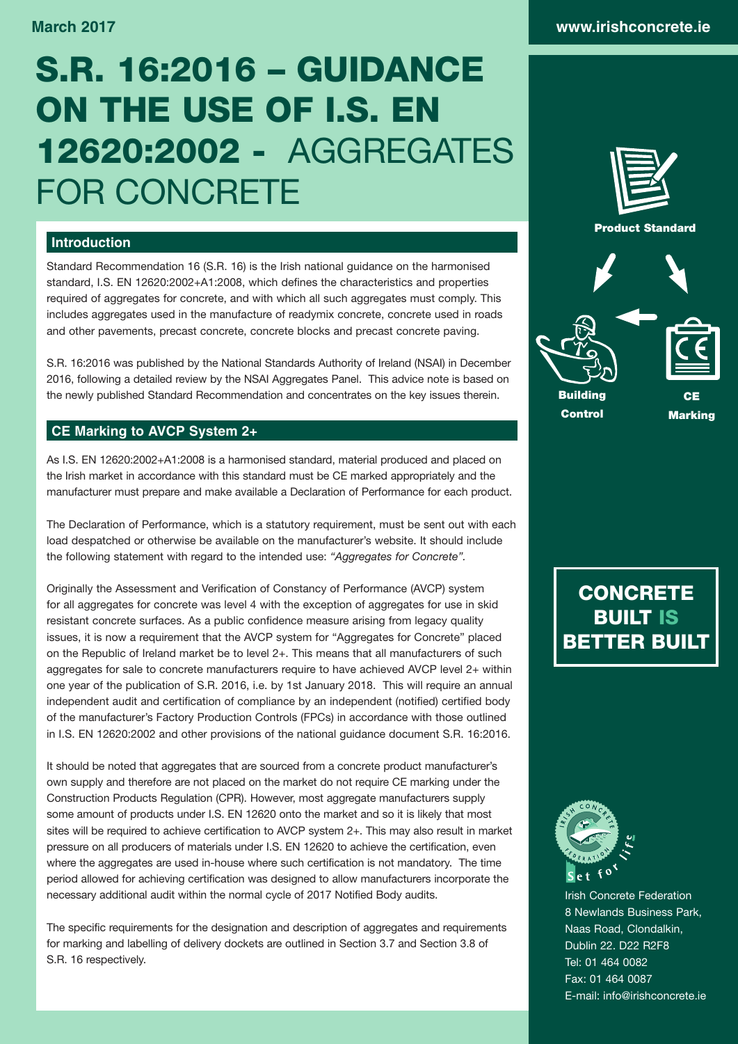March 2017

www.irishconcrete.ie

# S.R. 16:2016 – GUIDANCE ON THE USE OF I.S. EN 12620:2002 - AGGREGATES FOR CONCRETE

## Introduction

Standard Recommendation 16 (S.R. 16) is the Irish national guidance on the harmonised standard, I.S. EN 12620:2002+A1:2008, which defines the characteristics and properties required of aggregates for concrete, and with which all such aggregates must comply. This includes aggregates used in the manufacture of readymix concrete, concrete used in roads and other pavements, precast concrete, concrete blocks and precast concrete paving.

S.R. 16:2016 was published by the National Standards Authority of Ireland (NSAI) in December 2016, following a detailed review by the NSAI Aggregates Panel. This advice note is based on the newly published Standard Recommendation and concentrates on the key issues therein.

## CE Marking to AVCP System 2+

As I.S. EN 12620:2002+A1:2008 is a harmonised standard, material produced and placed on the Irish market in accordance with this standard must be CE marked appropriately and the manufacturer must prepare and make available a Declaration of Performance for each product.

The Declaration of Performance, which is a statutory requirement, must be sent out with each load despatched or otherwise be available on the manufacturer's website. It should include the following statement with regard to the intended use: *"Aggregates for Concrete"*.

Originally the Assessment and Verification of Constancy of Performance (AVCP) system for all aggregates for concrete was level 4 with the exception of aggregates for use in skid resistant concrete surfaces. As a public confidence measure arising from legacy quality issues, it is now a requirement that the AVCP system for "Aggregates for Concrete" placed on the Republic of Ireland market be to level 2+. This means that all manufacturers of such aggregates for sale to concrete manufacturers require to have achieved AVCP level 2+ within one year of the publication of S.R. 2016, i.e. by 1st January 2018. This will require an annual independent audit and certification of compliance by an independent (notified) certified body of the manufacturer's Factory Production Controls (FPCs) in accordance with those outlined in I.S. EN 12620:2002 and other provisions of the national guidance document S.R. 16:2016.

It should be noted that aggregates that are sourced from a concrete product manufacturer's own supply and therefore are not placed on the market do not require CE marking under the Construction Products Regulation (CPR). However, most aggregate manufacturers supply some amount of products under I.S. EN 12620 onto the market and so it is likely that most sites will be required to achieve certification to AVCP system 2+. This may also result in market pressure on all producers of materials under I.S. EN 12620 to achieve the certification, even where the aggregates are used in-house where such certification is not mandatory. The time period allowed for achieving certification was designed to allow manufacturers incorporate the necessary additional audit within the normal cycle of 2017 Notified Body audits.

The specific requirements for the designation and description of aggregates and requirements for marking and labelling of delivery dockets are outlined in Section 3.7 and Section 3.8 of S.R. 16 respectively.

Product Standard

Building Control

CE Marking

**CONCRETE BUILT IS BETTER BUILT**

Irish Concrete Federation
8 Newlands Business Park,
Naas Road, Clondalkin,
Dublin 22. D22 R2F8
Tel: 01 464 0082
Fax: 01 464 0087
E-mail: info@irishconcrete.ie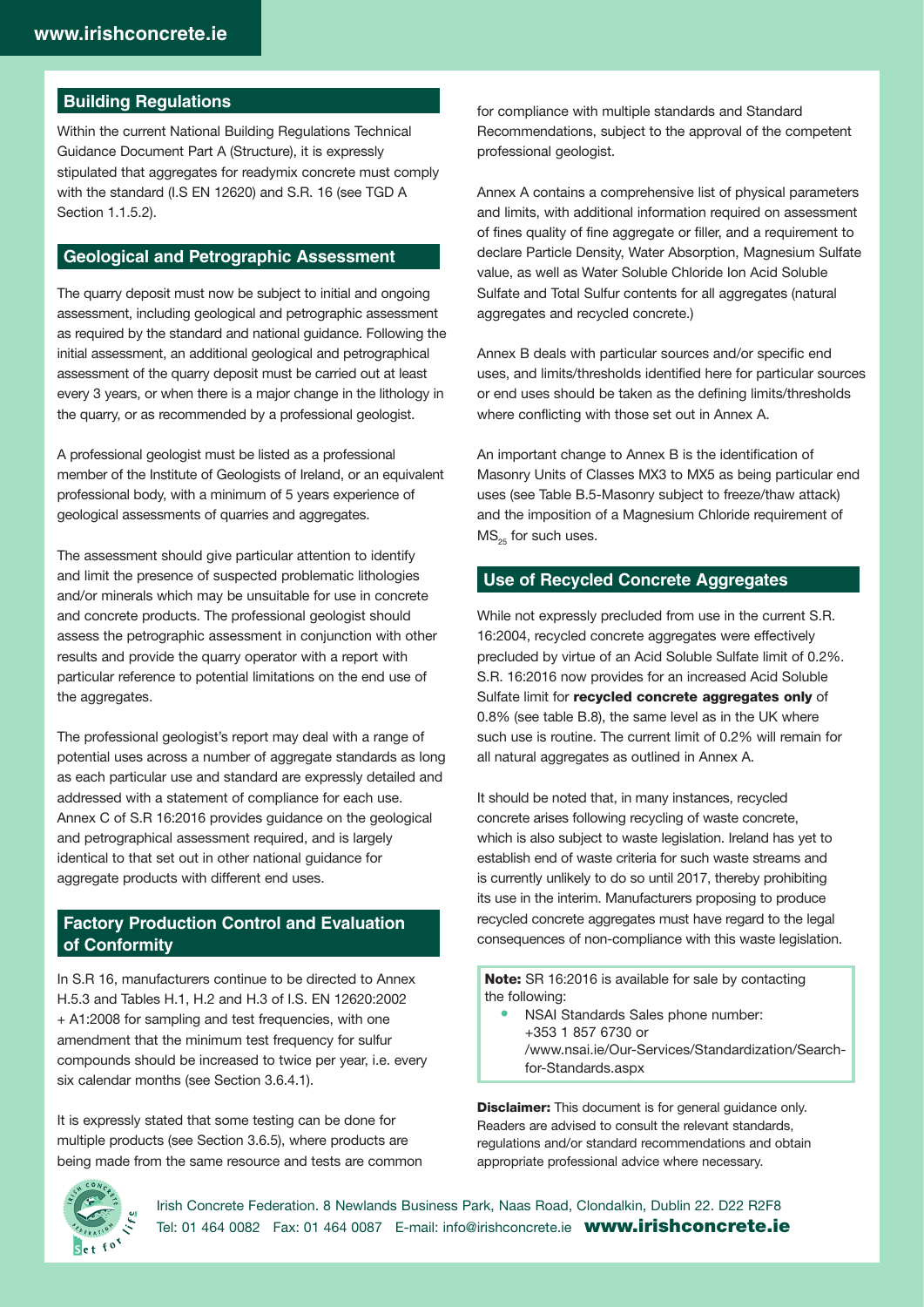## Building Regulations

Within the current National Building Regulations Technical Guidance Document Part A (Structure), it is expressly stipulated that aggregates for readymix concrete must comply with the standard (I.S EN 12620) and S.R. 16 (see TGD A Section 1.1.5.2).

## Geological and Petrographic Assessment

The quarry deposit must now be subject to initial and ongoing assessment, including geological and petrographic assessment as required by the standard and national guidance. Following the initial assessment, an additional geological and petrographical assessment of the quarry deposit must be carried out at least every 3 years, or when there is a major change in the lithology in the quarry, or as recommended by a professional geologist.

A professional geologist must be listed as a professional member of the Institute of Geologists of Ireland, or an equivalent professional body, with a minimum of 5 years experience of geological assessments of quarries and aggregates.

The assessment should give particular attention to identify and limit the presence of suspected problematic lithologies and/or minerals which may be unsuitable for use in concrete and concrete products. The professional geologist should assess the petrographic assessment in conjunction with other results and provide the quarry operator with a report with particular reference to potential limitations on the end use of the aggregates.

The professional geologist's report may deal with a range of potential uses across a number of aggregate standards as long as each particular use and standard are expressly detailed and addressed with a statement of compliance for each use. Annex C of S.R 16:2016 provides guidance on the geological and petrographical assessment required, and is largely identical to that set out in other national guidance for aggregate products with different end uses.

## Factory Production Control and Evaluation of Conformity

In S.R 16, manufacturers continue to be directed to Annex H.5.3 and Tables H.1, H.2 and H.3 of I.S. EN 12620:2002 + A1:2008 for sampling and test frequencies, with one amendment that the minimum test frequency for sulfur compounds should be increased to twice per year, i.e. every six calendar months (see Section 3.6.4.1).

It is expressly stated that some testing can be done for multiple products (see Section 3.6.5), where products are being made from the same resource and tests are common for compliance with multiple standards and Standard Recommendations, subject to the approval of the competent professional geologist.

Annex A contains a comprehensive list of physical parameters and limits, with additional information required on assessment of fines quality of fine aggregate or filler, and a requirement to declare Particle Density, Water Absorption, Magnesium Sulfate value, as well as Water Soluble Chloride Ion Acid Soluble Sulfate and Total Sulfur contents for all aggregates (natural aggregates and recycled concrete.)

Annex B deals with particular sources and/or specific end uses, and limits/thresholds identified here for particular sources or end uses should be taken as the defining limits/thresholds where conflicting with those set out in Annex A.

An important change to Annex B is the identification of Masonry Units of Classes MX3 to MX5 as being particular end uses (see Table B.5-Masonry subject to freeze/thaw attack) and the imposition of a Magnesium Chloride requirement of $MS_{25}$ for such uses.

## Use of Recycled Concrete Aggregates

While not expressly precluded from use in the current S.R. 16:2004, recycled concrete aggregates were effectively precluded by virtue of an Acid Soluble Sulfate limit of 0.2%. S.R. 16:2016 now provides for an increased Acid Soluble Sulfate limit for **recycled concrete aggregates only** of 0.8% (see table B.8), the same level as in the UK where such use is routine. The current limit of 0.2% will remain for all natural aggregates as outlined in Annex A.

It should be noted that, in many instances, recycled concrete arises following recycling of waste concrete, which is also subject to waste legislation. Ireland has yet to establish end of waste criteria for such waste streams and is currently unlikely to do so until 2017, thereby prohibiting its use in the interim. Manufacturers proposing to produce recycled concrete aggregates must have regard to the legal consequences of non-compliance with this waste legislation.

**Note:** SR 16:2016 is available for sale by contacting the following:

- NSAI Standards Sales phone number: +353 1 857 6730 or /www.nsai.ie/Our-Services/Standardization/Search-for-Standards.aspx

**Disclaimer:** This document is for general guidance only. Readers are advised to consult the relevant standards, regulations and/or standard recommendations and obtain appropriate professional advice where necessary.

Irish Concrete Federation. 8 Newlands Business Park, Naas Road, Clondalkin, Dublin 22. D22 R2F8
Tel: 01 464 0082 Fax: 01 464 0087 E-mail: info@irishconcrete.ie **www.irishconcrete.ie**